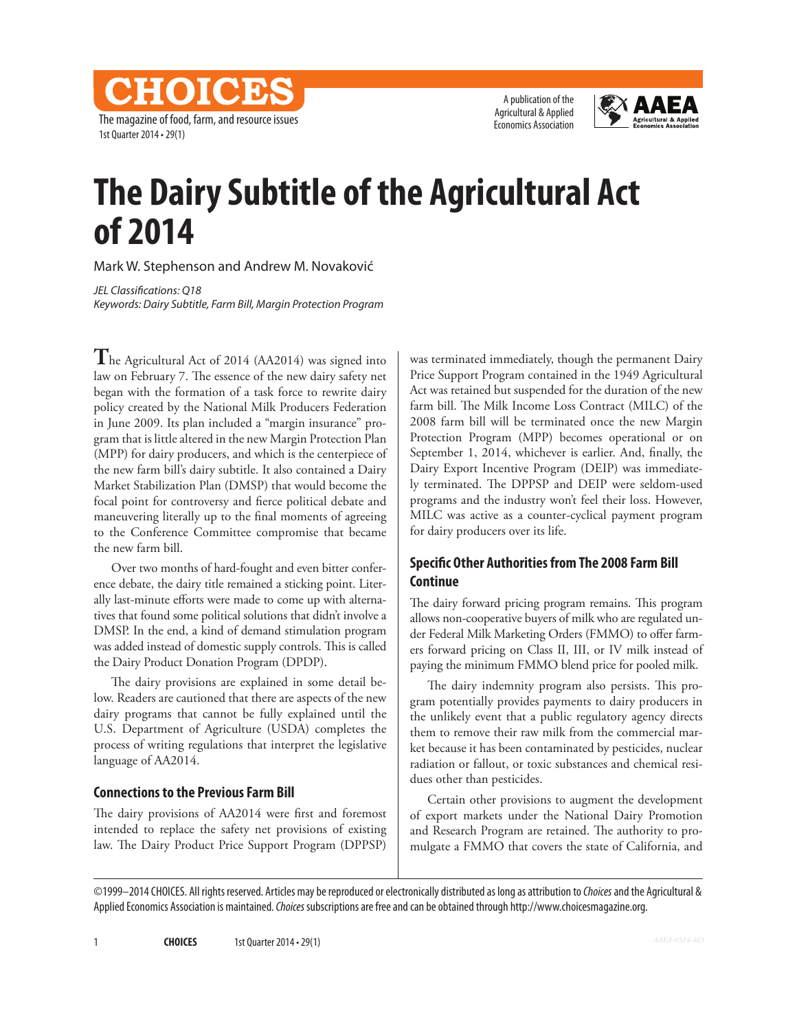# The Dairy Subtitle of the Agricultural Act of 2014

Mark W. Stephenson and Andrew M. Novaković

*JEL Classifications: Q18*
*Keywords: Dairy Subtitle, Farm Bill, Margin Protection Program*

The Agricultural Act of 2014 (AA2014) was signed into law on February 7. The essence of the new dairy safety net began with the formation of a task force to rewrite dairy policy created by the National Milk Producers Federation in June 2009. Its plan included a "margin insurance" program that is little altered in the new Margin Protection Plan (MPP) for dairy producers, and which is the centerpiece of the new farm bill's dairy subtitle. It also contained a Dairy Market Stabilization Plan (DMSP) that would become the focal point for controversy and fierce political debate and maneuvering literally up to the final moments of agreeing to the Conference Committee compromise that became the new farm bill.

Over two months of hard-fought and even bitter conference debate, the dairy title remained a sticking point. Literally last-minute efforts were made to come up with alternatives that found some political solutions that didn't involve a DMSP. In the end, a kind of demand stimulation program was added instead of domestic supply controls. This is called the Dairy Product Donation Program (DPDP).

The dairy provisions are explained in some detail below. Readers are cautioned that there are aspects of the new dairy programs that cannot be fully explained until the U.S. Department of Agriculture (USDA) completes the process of writing regulations that interpret the legislative language of AA2014.

## Connections to the Previous Farm Bill

The dairy provisions of AA2014 were first and foremost intended to replace the safety net provisions of existing law. The Dairy Product Price Support Program (DPPSP) was terminated immediately, though the permanent Dairy Price Support Program contained in the 1949 Agricultural Act was retained but suspended for the duration of the new farm bill. The Milk Income Loss Contract (MILC) of the 2008 farm bill will be terminated once the new Margin Protection Program (MPP) becomes operational or on September 1, 2014, whichever is earlier. And, finally, the Dairy Export Incentive Program (DEIP) was immediately terminated. The DPPSP and DEIP were seldom-used programs and the industry won't feel their loss. However, MILC was active as a counter-cyclical payment program for dairy producers over its life.

## Specific Other Authorities from The 2008 Farm Bill Continue

The dairy forward pricing program remains. This program allows non-cooperative buyers of milk who are regulated under Federal Milk Marketing Orders (FMMO) to offer farmers forward pricing on Class II, III, or IV milk instead of paying the minimum FMMO blend price for pooled milk.

The dairy indemnity program also persists. This program potentially provides payments to dairy producers in the unlikely event that a public regulatory agency directs them to remove their raw milk from the commercial market because it has been contaminated by pesticides, nuclear radiation or fallout, or toxic substances and chemical residues other than pesticides.

Certain other provisions to augment the development of export markets under the National Dairy Promotion and Research Program are retained. The authority to promulgate a FMMO that covers the state of California, and

©1999–2014 CHOICES. All rights reserved. Articles may be reproduced or electronically distributed as long as attribution to *Choices* and the Agricultural & Applied Economics Association is maintained. *Choices* subscriptions are free and can be obtained through http://www.choicesmagazine.org.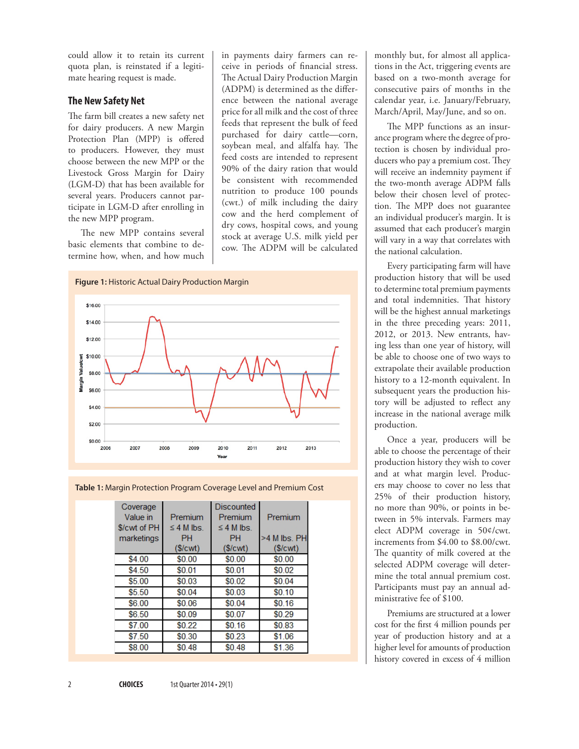could allow it to retain its current quota plan, is reinstated if a legitimate hearing request is made.

## The New Safety Net

The farm bill creates a new safety net for dairy producers. A new Margin Protection Plan (MPP) is offered to producers. However, they must choose between the new MPP or the Livestock Gross Margin for Dairy (LGM-D) that has been available for several years. Producers cannot participate in LGM-D after enrolling in the new MPP program.

The new MPP contains several basic elements that combine to determine how, when, and how much in payments dairy farmers can receive in periods of financial stress. The Actual Dairy Production Margin (ADPM) is determined as the difference between the national average price for all milk and the cost of three feeds that represent the bulk of feed purchased for dairy cattle—corn, soybean meal, and alfalfa hay. The feed costs are intended to represent 90% of the dairy ration that would be consistent with recommended nutrition to produce 100 pounds (cwt.) of milk including the dairy cow and the herd complement of dry cows, hospital cows, and young stock at average U.S. milk yield per cow. The ADPM will be calculated monthly but, for almost all applications in the Act, triggering events are based on a two-month average for consecutive pairs of months in the calendar year, i.e. January/February, March/April, May/June, and so on.

**Figure 1:** Historic Actual Dairy Production Margin

**Table 1:** Margin Protection Program Coverage Level and Premium Cost

| Coverage Value in $/cwt of PH marketings | Premium ≤ 4 M lbs. PH ($/cwt) | Discounted Premium ≤ 4 M lbs. PH ($/cwt) | Premium >4 M lbs. PH ($/cwt) |
|---|---|---|---|
| $4.00 | $0.00 | $0.00 | $0.00 |
| $4.50 | $0.01 | $0.01 | $0.02 |
| $5.00 | $0.03 | $0.02 | $0.04 |
| $5.50 | $0.04 | $0.03 | $0.10 |
| $6.00 | $0.06 | $0.04 | $0.16 |
| $6.50 | $0.09 | $0.07 | $0.29 |
| $7.00 | $0.22 | $0.16 | $0.83 |
| $7.50 | $0.30 | $0.23 | $1.06 |
| $8.00 | $0.48 | $0.48 | $1.36 |

The MPP functions as an insurance program where the degree of protection is chosen by individual producers who pay a premium cost. They will receive an indemnity payment if the two-month average ADPM falls below their chosen level of protection. The MPP does not guarantee an individual producer's margin. It is assumed that each producer's margin will vary in a way that correlates with the national calculation.

Every participating farm will have production history that will be used to determine total premium payments and total indemnities. That history will be the highest annual marketings in the three preceding years: 2011, 2012, or 2013. New entrants, having less than one year of history, will be able to choose one of two ways to extrapolate their available production history to a 12-month equivalent. In subsequent years the production history will be adjusted to reflect any increase in the national average milk production.

Once a year, producers will be able to choose the percentage of their production history they wish to cover and at what margin level. Producers may choose to cover no less that 25% of their production history, no more than 90%, or points in between in 5% intervals. Farmers may elect ADPM coverage in 50¢/cwt. increments from $4.00 to $8.00/cwt. The quantity of milk covered at the selected ADPM coverage will determine the total annual premium cost. Participants must pay an annual administrative fee of $100.

Premiums are structured at a lower cost for the first 4 million pounds per year of production history and at a higher level for amounts of production history covered in excess of 4 million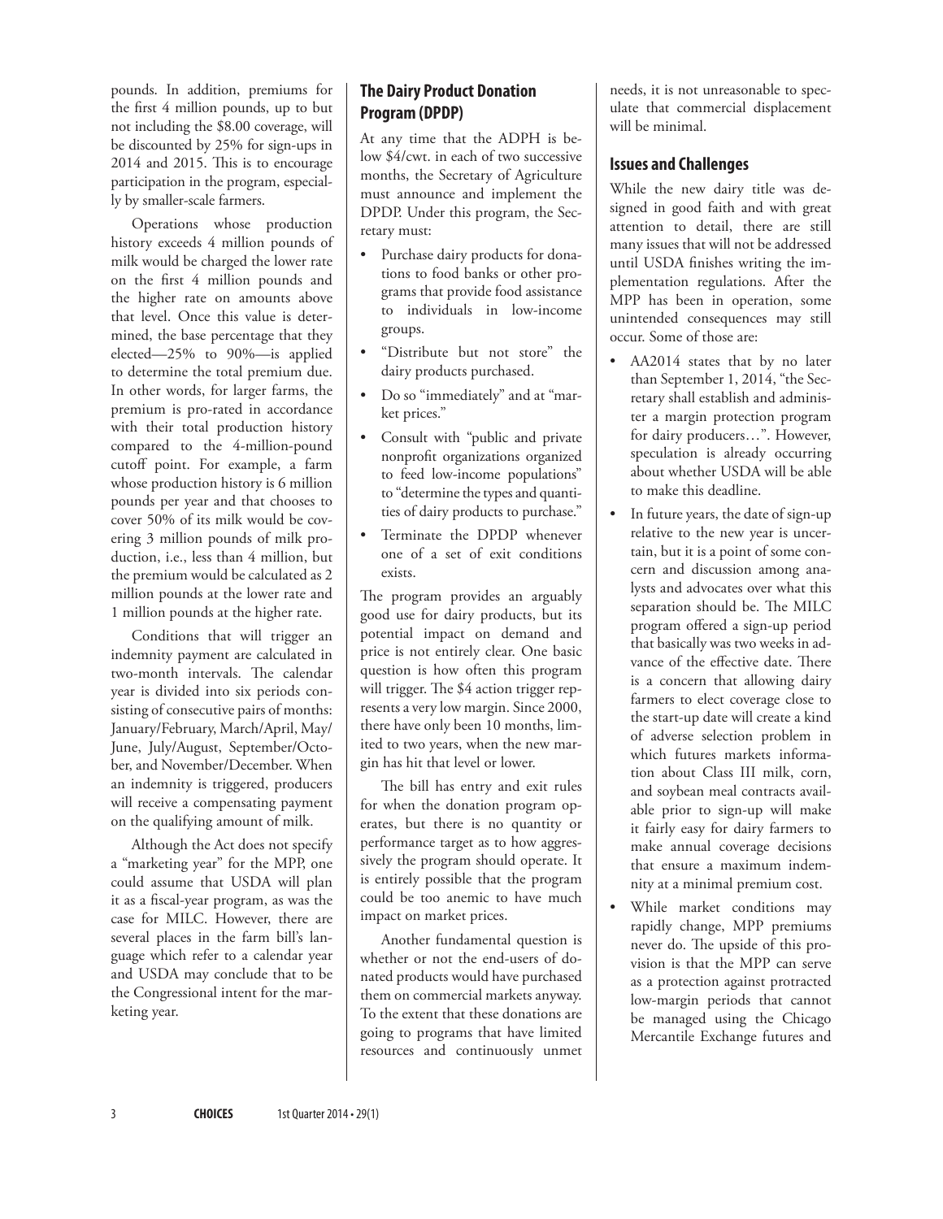pounds. In addition, premiums for the first 4 million pounds, up to but not including the $8.00 coverage, will be discounted by 25% for sign-ups in 2014 and 2015. This is to encourage participation in the program, especially by smaller-scale farmers.

Operations whose production history exceeds 4 million pounds of milk would be charged the lower rate on the first 4 million pounds and the higher rate on amounts above that level. Once this value is determined, the base percentage that they elected—25% to 90%—is applied to determine the total premium due. In other words, for larger farms, the premium is pro-rated in accordance with their total production history compared to the 4-million-pound cutoff point. For example, a farm whose production history is 6 million pounds per year and that chooses to cover 50% of its milk would be covering 3 million pounds of milk production, i.e., less than 4 million, but the premium would be calculated as 2 million pounds at the lower rate and 1 million pounds at the higher rate.

Conditions that will trigger an indemnity payment are calculated in two-month intervals. The calendar year is divided into six periods consisting of consecutive pairs of months: January/February, March/April, May/June, July/August, September/October, and November/December. When an indemnity is triggered, producers will receive a compensating payment on the qualifying amount of milk.

Although the Act does not specify a "marketing year" for the MPP, one could assume that USDA will plan it as a fiscal-year program, as was the case for MILC. However, there are several places in the farm bill's language which refer to a calendar year and USDA may conclude that to be the Congressional intent for the marketing year.

## The Dairy Product Donation Program (DPDP)

At any time that the ADPH is below $4/cwt. in each of two successive months, the Secretary of Agriculture must announce and implement the DPDP. Under this program, the Secretary must:

- Purchase dairy products for donations to food banks or other programs that provide food assistance to individuals in low-income groups.
- "Distribute but not store" the dairy products purchased.
- Do so "immediately" and at "market prices."
- Consult with "public and private nonprofit organizations organized to feed low-income populations" to "determine the types and quantities of dairy products to purchase."
- Terminate the DPDP whenever one of a set of exit conditions exists.

The program provides an arguably good use for dairy products, but its potential impact on demand and price is not entirely clear. One basic question is how often this program will trigger. The $4 action trigger represents a very low margin. Since 2000, there have only been 10 months, limited to two years, when the new margin has hit that level or lower.

The bill has entry and exit rules for when the donation program operates, but there is no quantity or performance target as to how aggressively the program should operate. It is entirely possible that the program could be too anemic to have much impact on market prices.

Another fundamental question is whether or not the end-users of donated products would have purchased them on commercial markets anyway. To the extent that these donations are going to programs that have limited resources and continuously unmet needs, it is not unreasonable to speculate that commercial displacement will be minimal.

## Issues and Challenges

While the new dairy title was designed in good faith and with great attention to detail, there are still many issues that will not be addressed until USDA finishes writing the implementation regulations. After the MPP has been in operation, some unintended consequences may still occur. Some of those are:

- AA2014 states that by no later than September 1, 2014, "the Secretary shall establish and administer a margin protection program for dairy producers…". However, speculation is already occurring about whether USDA will be able to make this deadline.
- In future years, the date of sign-up relative to the new year is uncertain, but it is a point of some concern and discussion among analysts and advocates over what this separation should be. The MILC program offered a sign-up period that basically was two weeks in advance of the effective date. There is a concern that allowing dairy farmers to elect coverage close to the start-up date will create a kind of adverse selection problem in which futures markets information about Class III milk, corn, and soybean meal contracts available prior to sign-up will make it fairly easy for dairy farmers to make annual coverage decisions that ensure a maximum indemnity at a minimal premium cost.
- While market conditions may rapidly change, MPP premiums never do. The upside of this provision is that the MPP can serve as a protection against protracted low-margin periods that cannot be managed using the Chicago Mercantile Exchange futures and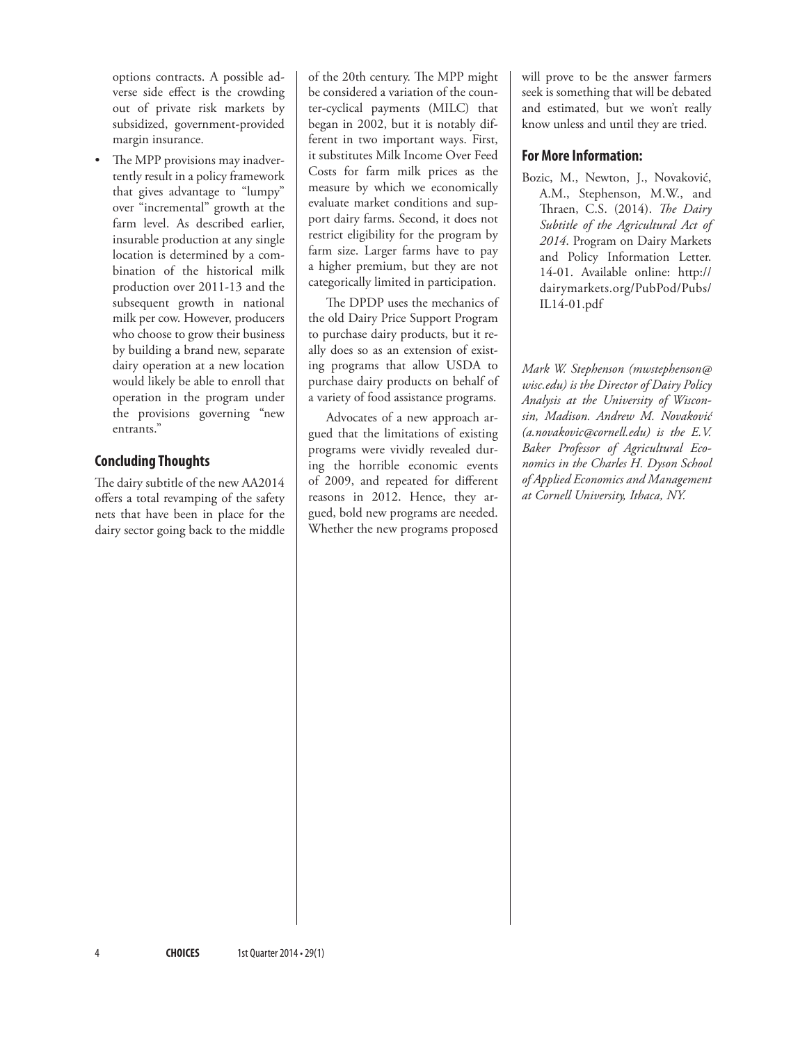options contracts. A possible adverse side effect is the crowding out of private risk markets by subsidized, government-provided margin insurance.

- The MPP provisions may inadvertently result in a policy framework that gives advantage to "lumpy" over "incremental" growth at the farm level. As described earlier, insurable production at any single location is determined by a combination of the historical milk production over 2011-13 and the subsequent growth in national milk per cow. However, producers who choose to grow their business by building a brand new, separate dairy operation at a new location would likely be able to enroll that operation in the program under the provisions governing "new entrants."

## Concluding Thoughts

The dairy subtitle of the new AA2014 offers a total revamping of the safety nets that have been in place for the dairy sector going back to the middle of the 20th century. The MPP might be considered a variation of the counter-cyclical payments (MILC) that began in 2002, but it is notably different in two important ways. First, it substitutes Milk Income Over Feed Costs for farm milk prices as the measure by which we economically evaluate market conditions and support dairy farms. Second, it does not restrict eligibility for the program by farm size. Larger farms have to pay a higher premium, but they are not categorically limited in participation.

The DPDP uses the mechanics of the old Dairy Price Support Program to purchase dairy products, but it really does so as an extension of existing programs that allow USDA to purchase dairy products on behalf of a variety of food assistance programs.

Advocates of a new approach argued that the limitations of existing programs were vividly revealed during the horrible economic events of 2009, and repeated for different reasons in 2012. Hence, they argued, bold new programs are needed. Whether the new programs proposed will prove to be the answer farmers seek is something that will be debated and estimated, but we won't really know unless and until they are tried.

## For More Information:

Bozic, M., Newton, J., Novaković, A.M., Stephenson, M.W., and Thraen, C.S. (2014). *The Dairy Subtitle of the Agricultural Act of 2014*. Program on Dairy Markets and Policy Information Letter. 14-01. Available online: http://dairymarkets.org/PubPod/Pubs/IL14-01.pdf

*Mark W. Stephenson (mwstephenson@wisc.edu) is the Director of Dairy Policy Analysis at the University of Wisconsin, Madison. Andrew M. Novaković (a.novakovic@cornell.edu) is the E.V. Baker Professor of Agricultural Economics in the Charles H. Dyson School of Applied Economics and Management at Cornell University, Ithaca, NY.*